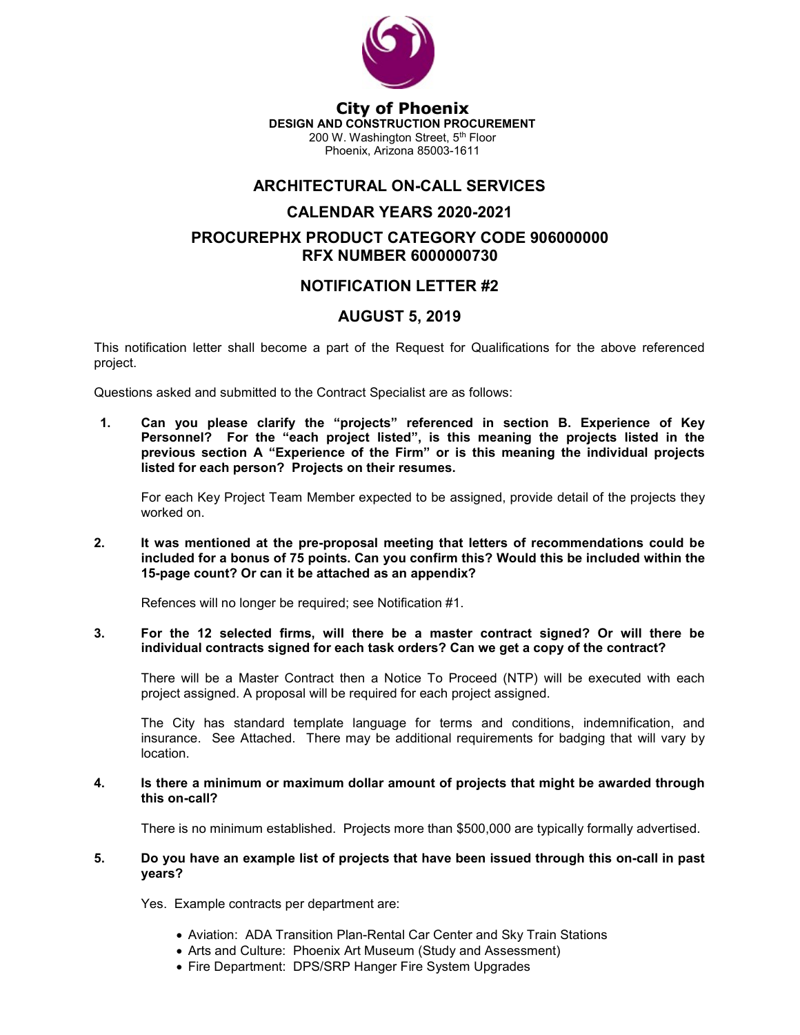# City of Phoenix

**DESIGN AND CONSTRUCTION PROCUREMENT**
200 W. Washington Street, 5th Floor
Phoenix, Arizona 85003-1611

## ARCHITECTURAL ON-CALL SERVICES

## CALENDAR YEARS 2020-2021

## PROCUREPHX PRODUCT CATEGORY CODE 906000000
## RFX NUMBER 6000000730

## NOTIFICATION LETTER #2

## AUGUST 5, 2019

This notification letter shall become a part of the Request for Qualifications for the above referenced project.

Questions asked and submitted to the Contract Specialist are as follows:

1. **Can you please clarify the "projects" referenced in section B. Experience of Key Personnel? For the "each project listed", is this meaning the projects listed in the previous section A "Experience of the Firm" or is this meaning the individual projects listed for each person? Projects on their resumes.**

   For each Key Project Team Member expected to be assigned, provide detail of the projects they worked on.

2. **It was mentioned at the pre-proposal meeting that letters of recommendations could be included for a bonus of 75 points. Can you confirm this? Would this be included within the 15-page count? Or can it be attached as an appendix?**

   Refences will no longer be required; see Notification #1.

3. **For the 12 selected firms, will there be a master contract signed? Or will there be individual contracts signed for each task orders? Can we get a copy of the contract?**

   There will be a Master Contract then a Notice To Proceed (NTP) will be executed with each project assigned. A proposal will be required for each project assigned.

   The City has standard template language for terms and conditions, indemnification, and insurance. See Attached. There may be additional requirements for badging that will vary by location.

4. **Is there a minimum or maximum dollar amount of projects that might be awarded through this on-call?**

   There is no minimum established. Projects more than $500,000 are typically formally advertised.

5. **Do you have an example list of projects that have been issued through this on-call in past years?**

   Yes. Example contracts per department are:

   - Aviation: ADA Transition Plan-Rental Car Center and Sky Train Stations
   - Arts and Culture: Phoenix Art Museum (Study and Assessment)
   - Fire Department: DPS/SRP Hanger Fire System Upgrades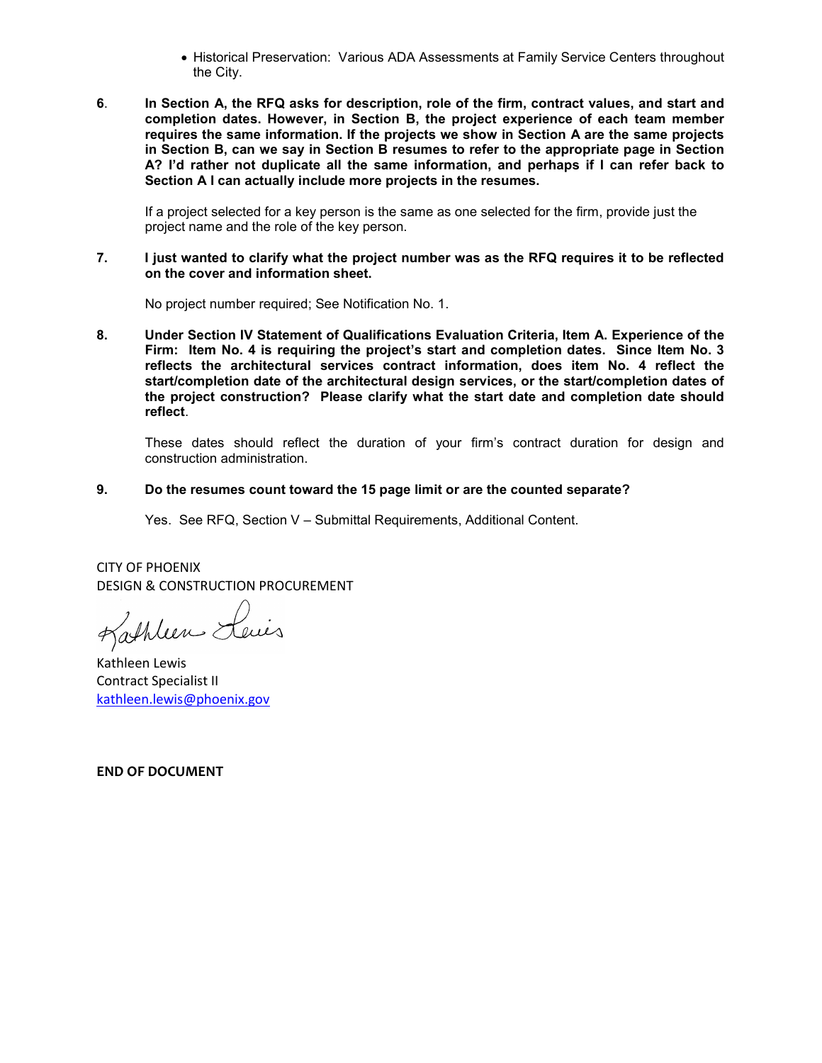- Historical Preservation: Various ADA Assessments at Family Service Centers throughout the City.

**6. In Section A, the RFQ asks for description, role of the firm, contract values, and start and completion dates. However, in Section B, the project experience of each team member requires the same information. If the projects we show in Section A are the same projects in Section B, can we say in Section B resumes to refer to the appropriate page in Section A? I'd rather not duplicate all the same information, and perhaps if I can refer back to Section A I can actually include more projects in the resumes.**

If a project selected for a key person is the same as one selected for the firm, provide just the project name and the role of the key person.

**7. I just wanted to clarify what the project number was as the RFQ requires it to be reflected on the cover and information sheet.**

No project number required; See Notification No. 1.

**8. Under Section IV Statement of Qualifications Evaluation Criteria, Item A. Experience of the Firm: Item No. 4 is requiring the project's start and completion dates. Since Item No. 3 reflects the architectural services contract information, does item No. 4 reflect the start/completion date of the architectural design services, or the start/completion dates of the project construction? Please clarify what the start date and completion date should reflect.**

These dates should reflect the duration of your firm's contract duration for design and construction administration.

**9. Do the resumes count toward the 15 page limit or are the counted separate?**

Yes. See RFQ, Section V – Submittal Requirements, Additional Content.

CITY OF PHOENIX
DESIGN & CONSTRUCTION PROCUREMENT

Kathleen Lewis
Contract Specialist II
kathleen.lewis@phoenix.gov

**END OF DOCUMENT**